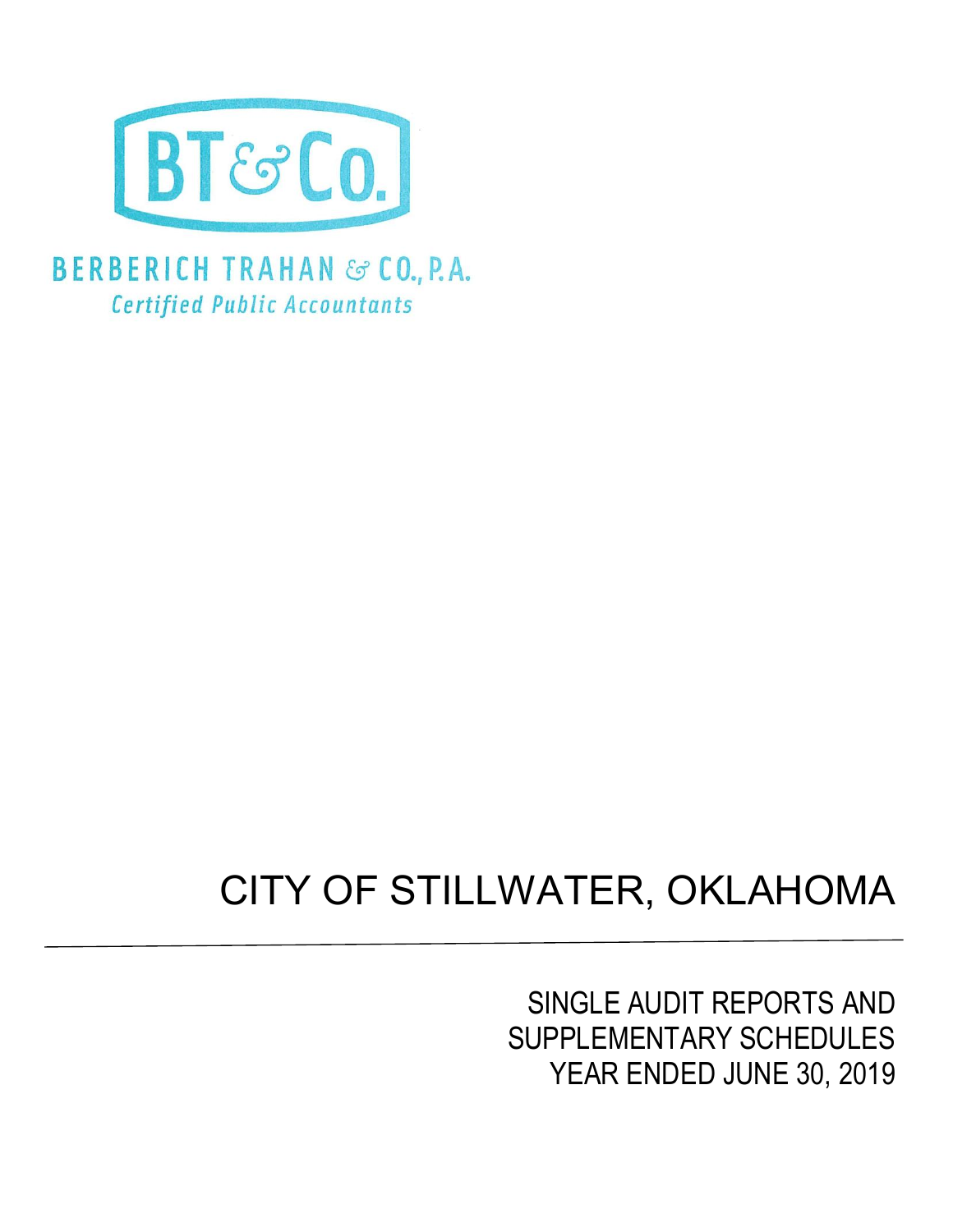BT&Co.

BERBERICH TRAHAN & CO., P.A.

*Certified Public Accountants*

# CITY OF STILLWATER, OKLAHOMA

## SINGLE AUDIT REPORTS AND SUPPLEMENTARY SCHEDULES YEAR ENDED JUNE 30, 2019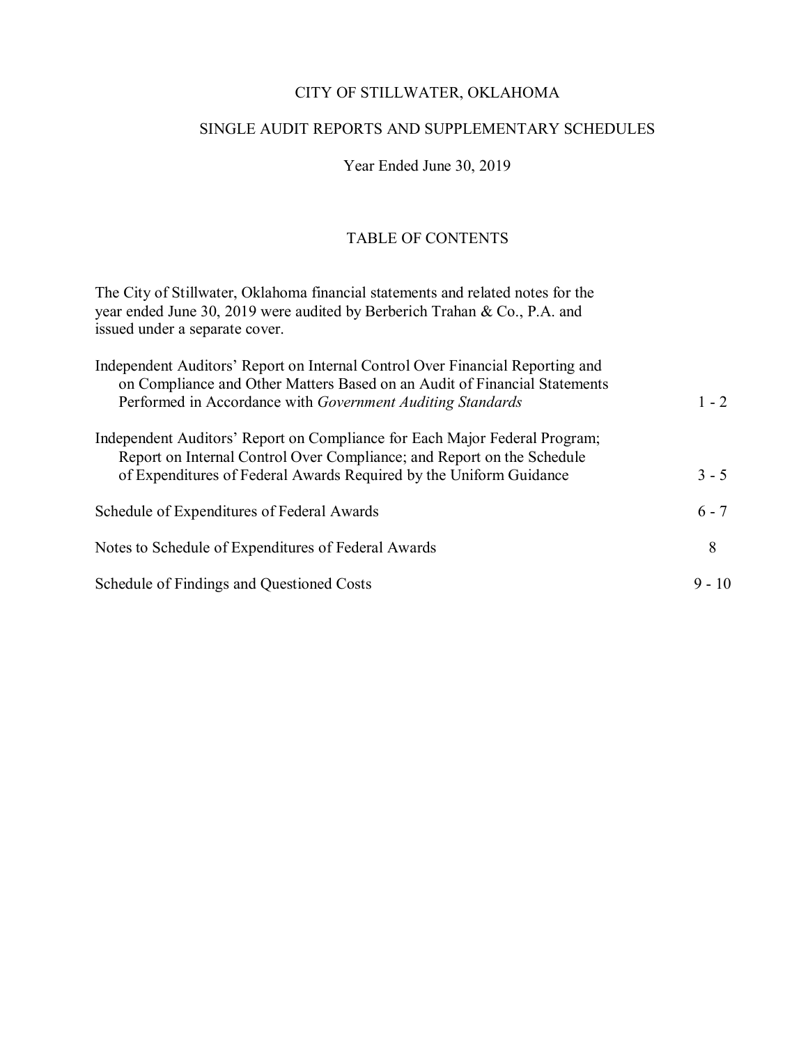# CITY OF STILLWATER, OKLAHOMA

## SINGLE AUDIT REPORTS AND SUPPLEMENTARY SCHEDULES

Year Ended June 30, 2019

### TABLE OF CONTENTS

The City of Stillwater, Oklahoma financial statements and related notes for the year ended June 30, 2019 were audited by Berberich Trahan & Co., P.A. and issued under a separate cover.

| | |
|---|---|
| Independent Auditors' Report on Internal Control Over Financial Reporting and on Compliance and Other Matters Based on an Audit of Financial Statements Performed in Accordance with *Government Auditing Standards* | 1 - 2 |
| Independent Auditors' Report on Compliance for Each Major Federal Program; Report on Internal Control Over Compliance; and Report on the Schedule of Expenditures of Federal Awards Required by the Uniform Guidance | 3 - 5 |
| Schedule of Expenditures of Federal Awards | 6 - 7 |
| Notes to Schedule of Expenditures of Federal Awards | 8 |
| Schedule of Findings and Questioned Costs | 9 - 10 |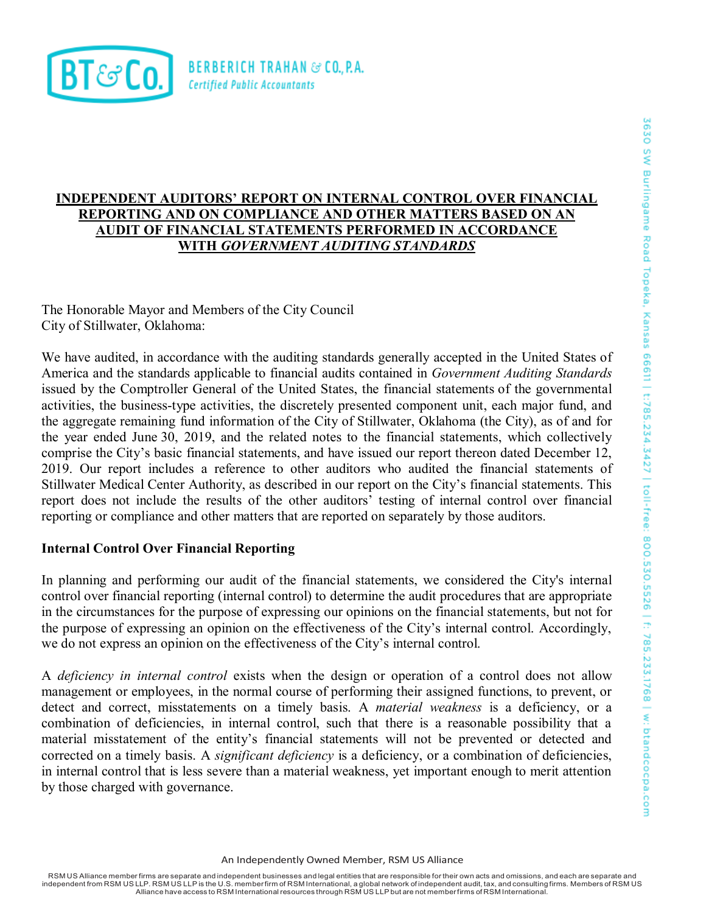# INDEPENDENT AUDITORS' REPORT ON INTERNAL CONTROL OVER FINANCIAL REPORTING AND ON COMPLIANCE AND OTHER MATTERS BASED ON AN AUDIT OF FINANCIAL STATEMENTS PERFORMED IN ACCORDANCE WITH *GOVERNMENT AUDITING STANDARDS*

The Honorable Mayor and Members of the City Council
City of Stillwater, Oklahoma:

We have audited, in accordance with the auditing standards generally accepted in the United States of America and the standards applicable to financial audits contained in *Government Auditing Standards* issued by the Comptroller General of the United States, the financial statements of the governmental activities, the business-type activities, the discretely presented component unit, each major fund, and the aggregate remaining fund information of the City of Stillwater, Oklahoma (the City), as of and for the year ended June 30, 2019, and the related notes to the financial statements, which collectively comprise the City's basic financial statements, and have issued our report thereon dated December 12, 2019. Our report includes a reference to other auditors who audited the financial statements of Stillwater Medical Center Authority, as described in our report on the City's financial statements. This report does not include the results of the other auditors' testing of internal control over financial reporting or compliance and other matters that are reported on separately by those auditors.

## Internal Control Over Financial Reporting

In planning and performing our audit of the financial statements, we considered the City's internal control over financial reporting (internal control) to determine the audit procedures that are appropriate in the circumstances for the purpose of expressing our opinions on the financial statements, but not for the purpose of expressing an opinion on the effectiveness of the City's internal control. Accordingly, we do not express an opinion on the effectiveness of the City's internal control.

A *deficiency in internal control* exists when the design or operation of a control does not allow management or employees, in the normal course of performing their assigned functions, to prevent, or detect and correct, misstatements on a timely basis. A *material weakness* is a deficiency, or a combination of deficiencies, in internal control, such that there is a reasonable possibility that a material misstatement of the entity's financial statements will not be prevented or detected and corrected on a timely basis. A *significant deficiency* is a deficiency, or a combination of deficiencies, in internal control that is less severe than a material weakness, yet important enough to merit attention by those charged with governance.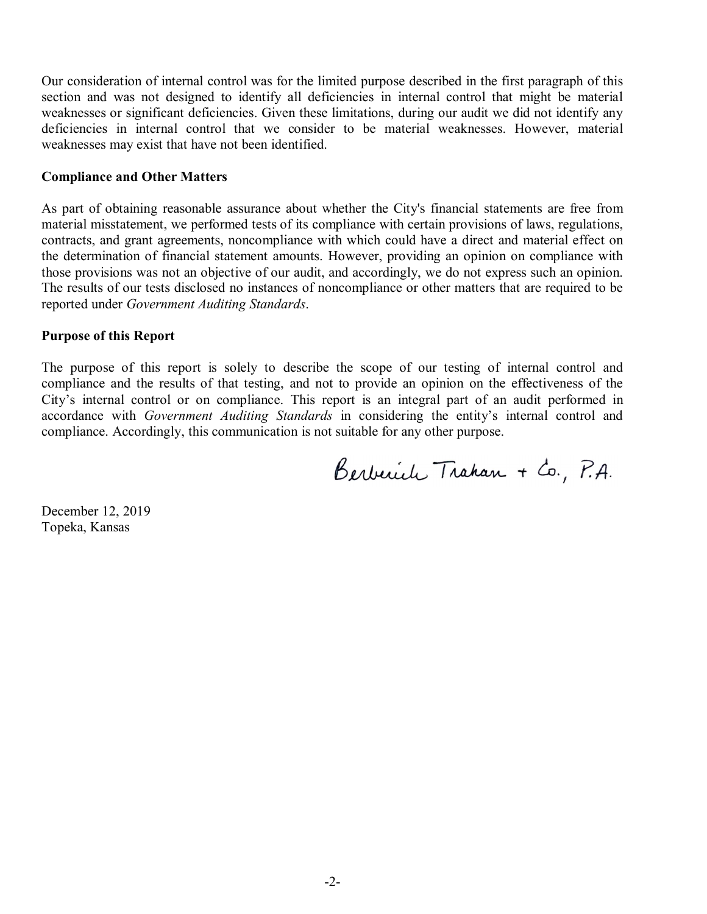Our consideration of internal control was for the limited purpose described in the first paragraph of this section and was not designed to identify all deficiencies in internal control that might be material weaknesses or significant deficiencies. Given these limitations, during our audit we did not identify any deficiencies in internal control that we consider to be material weaknesses. However, material weaknesses may exist that have not been identified.

**Compliance and Other Matters**

As part of obtaining reasonable assurance about whether the City's financial statements are free from material misstatement, we performed tests of its compliance with certain provisions of laws, regulations, contracts, and grant agreements, noncompliance with which could have a direct and material effect on the determination of financial statement amounts. However, providing an opinion on compliance with those provisions was not an objective of our audit, and accordingly, we do not express such an opinion. The results of our tests disclosed no instances of noncompliance or other matters that are required to be reported under *Government Auditing Standards*.

**Purpose of this Report**

The purpose of this report is solely to describe the scope of our testing of internal control and compliance and the results of that testing, and not to provide an opinion on the effectiveness of the City's internal control or on compliance. This report is an integral part of an audit performed in accordance with *Government Auditing Standards* in considering the entity's internal control and compliance. Accordingly, this communication is not suitable for any other purpose.

Berberich Trahan + Co., P.A.

December 12, 2019
Topeka, Kansas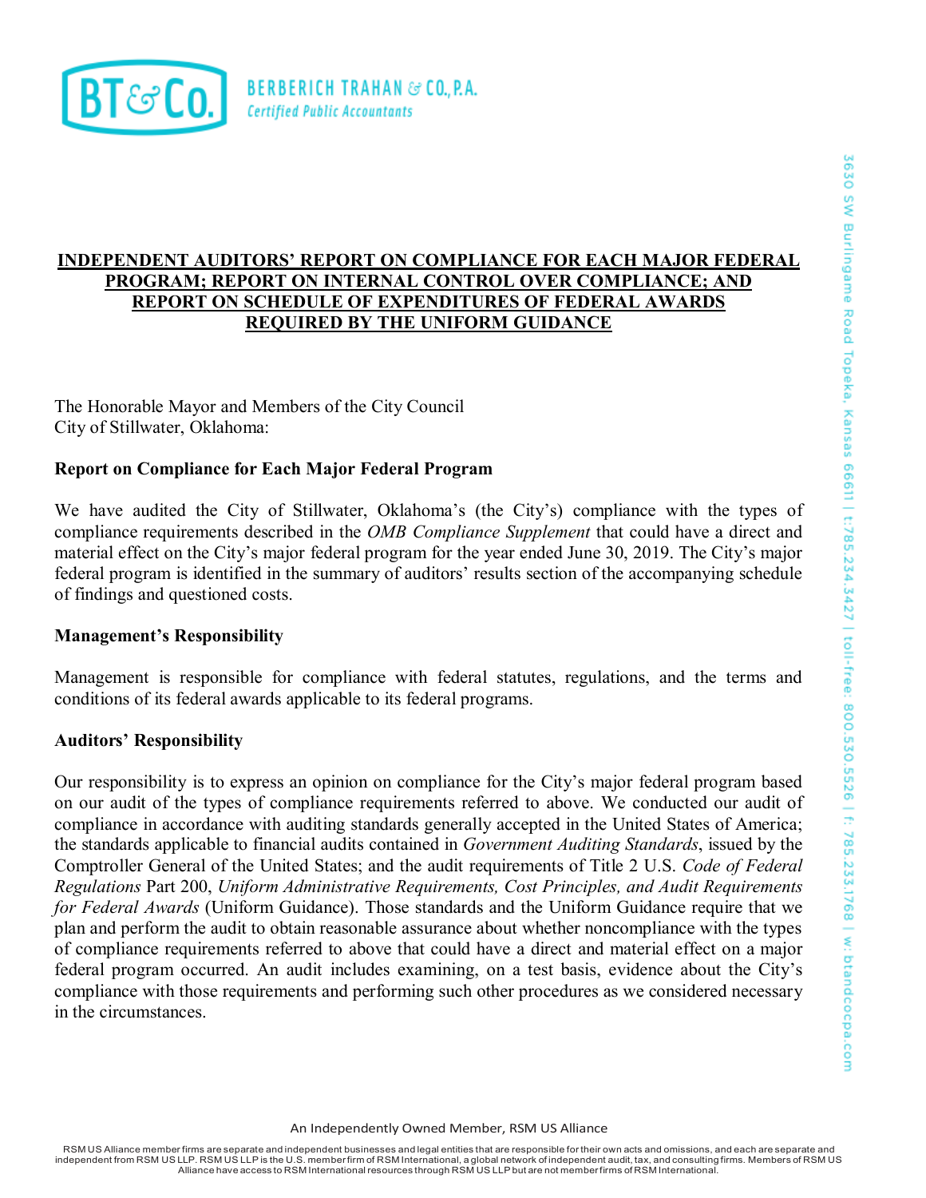BERBERICH TRAHAN & CO., P.A.
*Certified Public Accountants*

## INDEPENDENT AUDITORS' REPORT ON COMPLIANCE FOR EACH MAJOR FEDERAL PROGRAM; REPORT ON INTERNAL CONTROL OVER COMPLIANCE; AND REPORT ON SCHEDULE OF EXPENDITURES OF FEDERAL AWARDS REQUIRED BY THE UNIFORM GUIDANCE

The Honorable Mayor and Members of the City Council
City of Stillwater, Oklahoma:

### Report on Compliance for Each Major Federal Program

We have audited the City of Stillwater, Oklahoma's (the City's) compliance with the types of compliance requirements described in the *OMB Compliance Supplement* that could have a direct and material effect on the City's major federal program for the year ended June 30, 2019. The City's major federal program is identified in the summary of auditors' results section of the accompanying schedule of findings and questioned costs.

### Management's Responsibility

Management is responsible for compliance with federal statutes, regulations, and the terms and conditions of its federal awards applicable to its federal programs.

### Auditors' Responsibility

Our responsibility is to express an opinion on compliance for the City's major federal program based on our audit of the types of compliance requirements referred to above. We conducted our audit of compliance in accordance with auditing standards generally accepted in the United States of America; the standards applicable to financial audits contained in *Government Auditing Standards*, issued by the Comptroller General of the United States; and the audit requirements of Title 2 U.S. *Code of Federal Regulations* Part 200, *Uniform Administrative Requirements, Cost Principles, and Audit Requirements for Federal Awards* (Uniform Guidance). Those standards and the Uniform Guidance require that we plan and perform the audit to obtain reasonable assurance about whether noncompliance with the types of compliance requirements referred to above that could have a direct and material effect on a major federal program occurred. An audit includes examining, on a test basis, evidence about the City's compliance with those requirements and performing such other procedures as we considered necessary in the circumstances.

3630 SW Burlingame Road Topeka, Kansas 66611 | t:785.234.3427 | toll-free: 800.530.5526 | f: 785.233.1768 | w: btandcocpa.com

An Independently Owned Member, RSM US Alliance

RSM US Alliance member firms are separate and independent businesses and legal entities that are responsible for their own acts and omissions, and each are separate and independent from RSM US LLP. RSM US LLP is the U.S. member firm of RSM International, a global network of independent audit, tax, and consulting firms. Members of RSM US Alliance have access to RSM International resources through RSM US LLP but are not member firms of RSM International.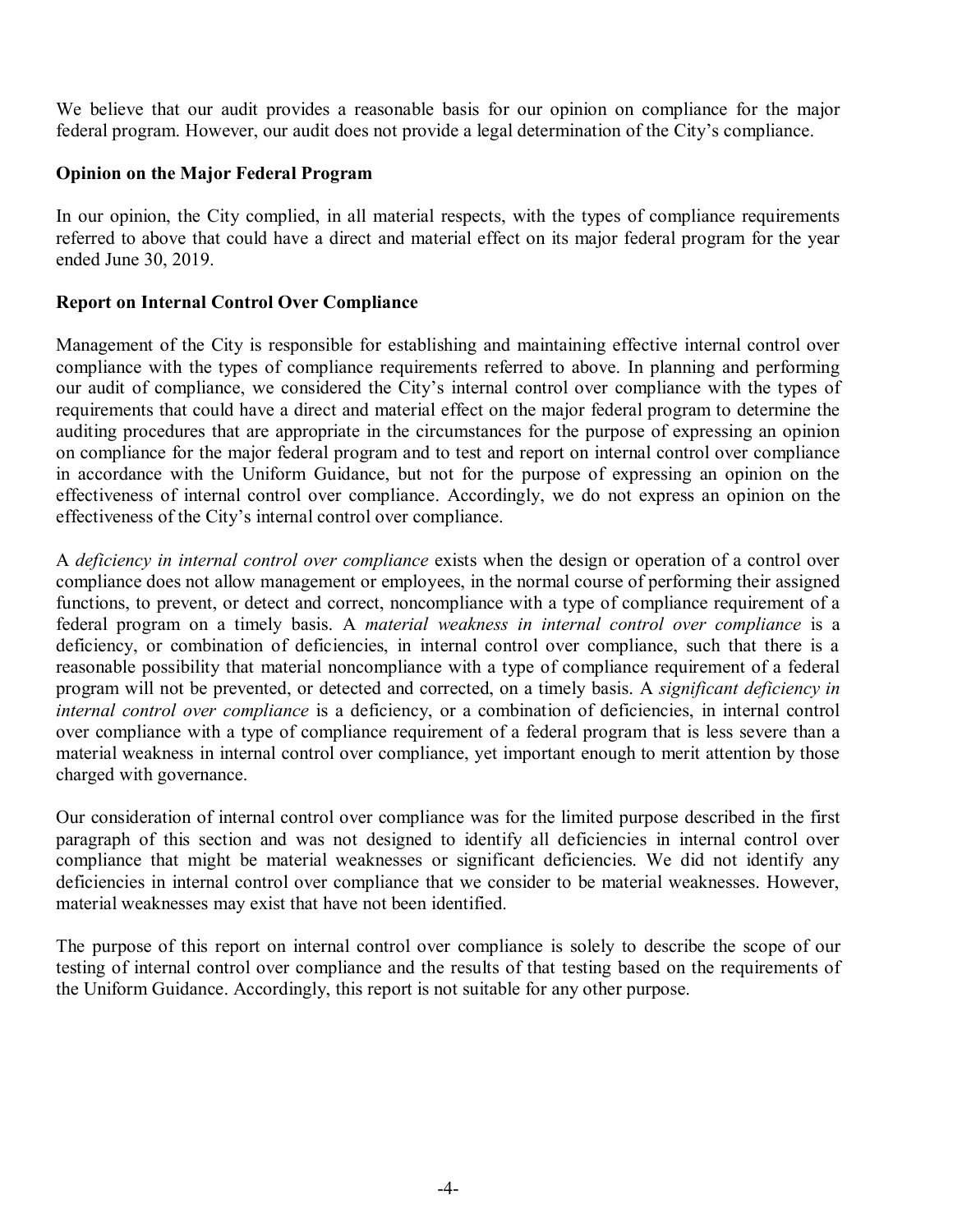We believe that our audit provides a reasonable basis for our opinion on compliance for the major federal program. However, our audit does not provide a legal determination of the City's compliance.

**Opinion on the Major Federal Program**

In our opinion, the City complied, in all material respects, with the types of compliance requirements referred to above that could have a direct and material effect on its major federal program for the year ended June 30, 2019.

**Report on Internal Control Over Compliance**

Management of the City is responsible for establishing and maintaining effective internal control over compliance with the types of compliance requirements referred to above. In planning and performing our audit of compliance, we considered the City's internal control over compliance with the types of requirements that could have a direct and material effect on the major federal program to determine the auditing procedures that are appropriate in the circumstances for the purpose of expressing an opinion on compliance for the major federal program and to test and report on internal control over compliance in accordance with the Uniform Guidance, but not for the purpose of expressing an opinion on the effectiveness of internal control over compliance. Accordingly, we do not express an opinion on the effectiveness of the City's internal control over compliance.

A *deficiency in internal control over compliance* exists when the design or operation of a control over compliance does not allow management or employees, in the normal course of performing their assigned functions, to prevent, or detect and correct, noncompliance with a type of compliance requirement of a federal program on a timely basis. A *material weakness in internal control over compliance* is a deficiency, or combination of deficiencies, in internal control over compliance, such that there is a reasonable possibility that material noncompliance with a type of compliance requirement of a federal program will not be prevented, or detected and corrected, on a timely basis. A *significant deficiency in internal control over compliance* is a deficiency, or a combination of deficiencies, in internal control over compliance with a type of compliance requirement of a federal program that is less severe than a material weakness in internal control over compliance, yet important enough to merit attention by those charged with governance.

Our consideration of internal control over compliance was for the limited purpose described in the first paragraph of this section and was not designed to identify all deficiencies in internal control over compliance that might be material weaknesses or significant deficiencies. We did not identify any deficiencies in internal control over compliance that we consider to be material weaknesses. However, material weaknesses may exist that have not been identified.

The purpose of this report on internal control over compliance is solely to describe the scope of our testing of internal control over compliance and the results of that testing based on the requirements of the Uniform Guidance. Accordingly, this report is not suitable for any other purpose.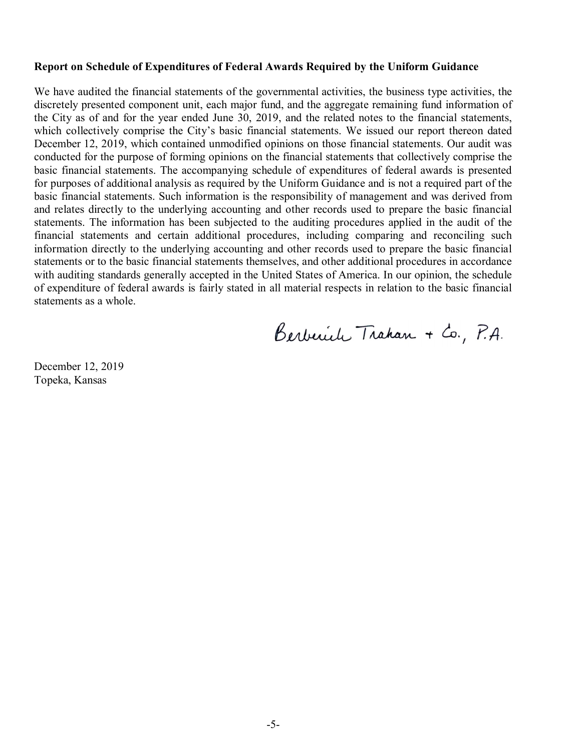**Report on Schedule of Expenditures of Federal Awards Required by the Uniform Guidance**

We have audited the financial statements of the governmental activities, the business type activities, the discretely presented component unit, each major fund, and the aggregate remaining fund information of the City as of and for the year ended June 30, 2019, and the related notes to the financial statements, which collectively comprise the City's basic financial statements. We issued our report thereon dated December 12, 2019, which contained unmodified opinions on those financial statements. Our audit was conducted for the purpose of forming opinions on the financial statements that collectively comprise the basic financial statements. The accompanying schedule of expenditures of federal awards is presented for purposes of additional analysis as required by the Uniform Guidance and is not a required part of the basic financial statements. Such information is the responsibility of management and was derived from and relates directly to the underlying accounting and other records used to prepare the basic financial statements. The information has been subjected to the auditing procedures applied in the audit of the financial statements and certain additional procedures, including comparing and reconciling such information directly to the underlying accounting and other records used to prepare the basic financial statements or to the basic financial statements themselves, and other additional procedures in accordance with auditing standards generally accepted in the United States of America. In our opinion, the schedule of expenditure of federal awards is fairly stated in all material respects in relation to the basic financial statements as a whole.

Berberich Trahan + Co., P.A.

December 12, 2019
Topeka, Kansas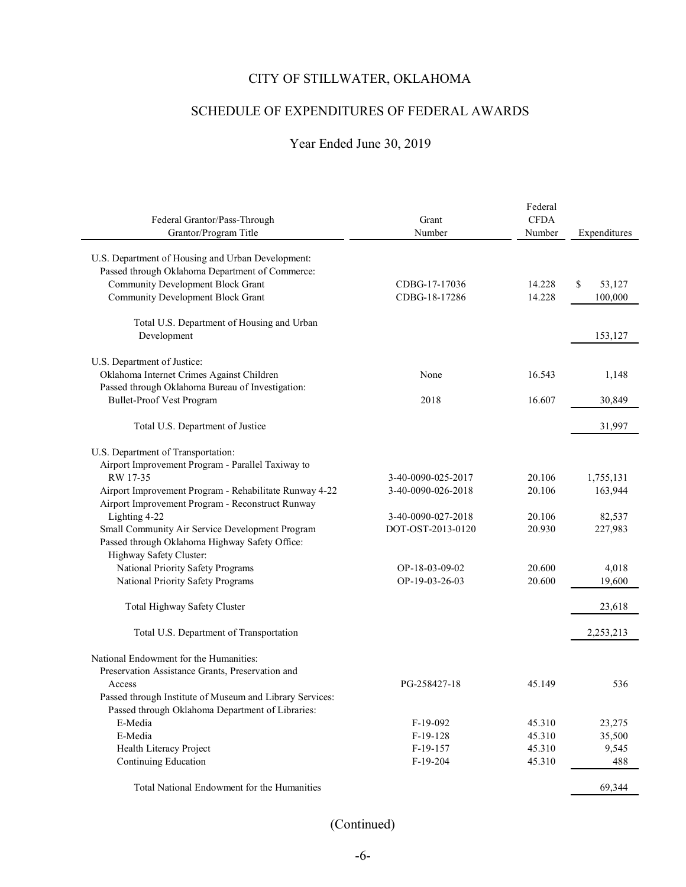# CITY OF STILLWATER, OKLAHOMA

## SCHEDULE OF EXPENDITURES OF FEDERAL AWARDS

### Year Ended June 30, 2019

| Federal Grantor/Pass-Through Grantor/Program Title | Grant Number | Federal CFDA Number | Expenditures |
|---|---|---|---|
| U.S. Department of Housing and Urban Development: | | | |
| Passed through Oklahoma Department of Commerce: | | | |
| Community Development Block Grant | CDBG-17-17036 | 14.228 | $ 53,127 |
| Community Development Block Grant | CDBG-18-17286 | 14.228 | 100,000 |
| Total U.S. Department of Housing and Urban Development | | | 153,127 |
| U.S. Department of Justice: | | | |
| Oklahoma Internet Crimes Against Children | None | 16.543 | 1,148 |
| Passed through Oklahoma Bureau of Investigation: | | | |
| Bullet-Proof Vest Program | 2018 | 16.607 | 30,849 |
| Total U.S. Department of Justice | | | 31,997 |
| U.S. Department of Transportation: | | | |
| Airport Improvement Program - Parallel Taxiway to RW 17-35 | 3-40-0090-025-2017 | 20.106 | 1,755,131 |
| Airport Improvement Program - Rehabilitate Runway 4-22 | 3-40-0090-026-2018 | 20.106 | 163,944 |
| Airport Improvement Program - Reconstruct Runway Lighting 4-22 | 3-40-0090-027-2018 | 20.106 | 82,537 |
| Small Community Air Service Development Program | DOT-OST-2013-0120 | 20.930 | 227,983 |
| Passed through Oklahoma Highway Safety Office: | | | |
| Highway Safety Cluster: | | | |
| National Priority Safety Programs | OP-18-03-09-02 | 20.600 | 4,018 |
| National Priority Safety Programs | OP-19-03-26-03 | 20.600 | 19,600 |
| Total Highway Safety Cluster | | | 23,618 |
| Total U.S. Department of Transportation | | | 2,253,213 |
| National Endowment for the Humanities: | | | |
| Preservation Assistance Grants, Preservation and Access | PG-258427-18 | 45.149 | 536 |
| Passed through Institute of Museum and Library Services: | | | |
| Passed through Oklahoma Department of Libraries: | | | |
| E-Media | F-19-092 | 45.310 | 23,275 |
| E-Media | F-19-128 | 45.310 | 35,500 |
| Health Literacy Project | F-19-157 | 45.310 | 9,545 |
| Continuing Education | F-19-204 | 45.310 | 488 |
| Total National Endowment for the Humanities | | | 69,344 |

(Continued)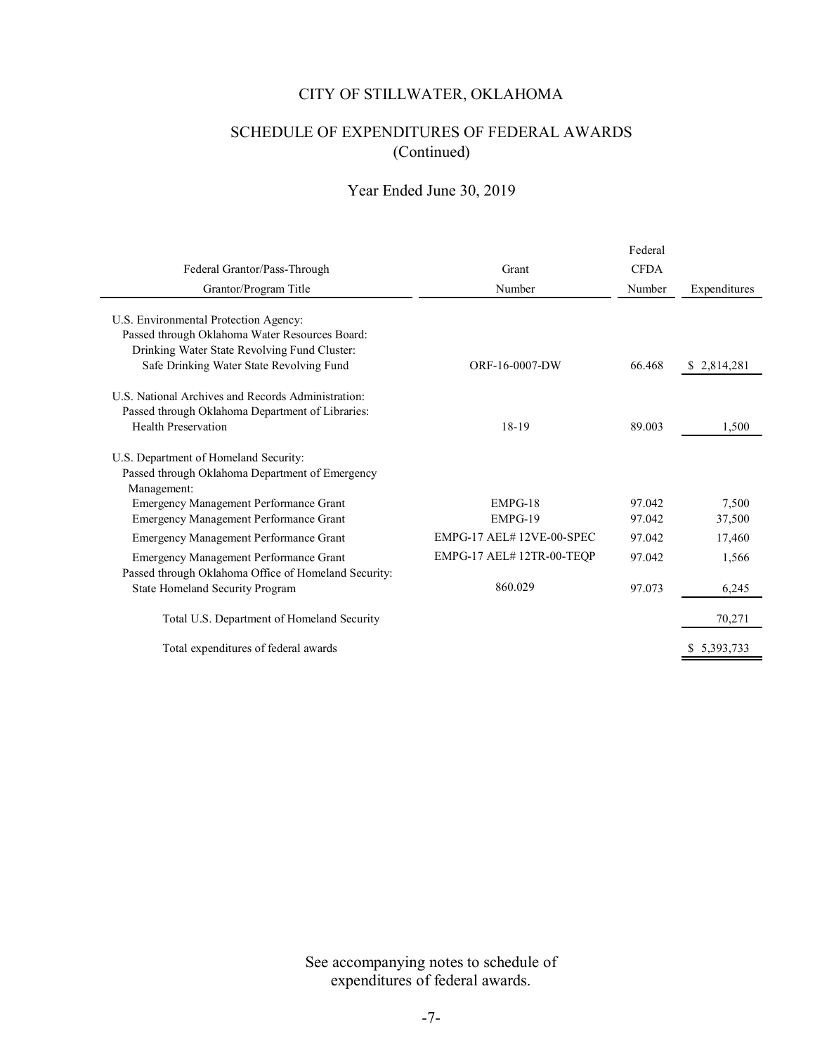# CITY OF STILLWATER, OKLAHOMA

## SCHEDULE OF EXPENDITURES OF FEDERAL AWARDS (Continued)

### Year Ended June 30, 2019

| Federal Grantor/Pass-Through Grantor/Program Title | Grant Number | Federal CFDA Number | Expenditures |
|---|---|---|---|
| U.S. Environmental Protection Agency: | | | |
| Passed through Oklahoma Water Resources Board: | | | |
| Drinking Water State Revolving Fund Cluster: | | | |
| Safe Drinking Water State Revolving Fund | ORF-16-0007-DW | 66.468 | $ 2,814,281 |
| U.S. National Archives and Records Administration: | | | |
| Passed through Oklahoma Department of Libraries: | | | |
| Health Preservation | 18-19 | 89.003 | 1,500 |
| U.S. Department of Homeland Security: | | | |
| Passed through Oklahoma Department of Emergency Management: | | | |
| Emergency Management Performance Grant | EMPG-18 | 97.042 | 7,500 |
| Emergency Management Performance Grant | EMPG-19 | 97.042 | 37,500 |
| Emergency Management Performance Grant | EMPG-17 AEL# 12VE-00-SPEC | 97.042 | 17,460 |
| Emergency Management Performance Grant | EMPG-17 AEL# 12TR-00-TEQP | 97.042 | 1,566 |
| Passed through Oklahoma Office of Homeland Security: | | | |
| State Homeland Security Program | 860.029 | 97.073 | 6,245 |
| Total U.S. Department of Homeland Security | | | 70,271 |
| Total expenditures of federal awards | | | $ 5,393,733 |

See accompanying notes to schedule of expenditures of federal awards.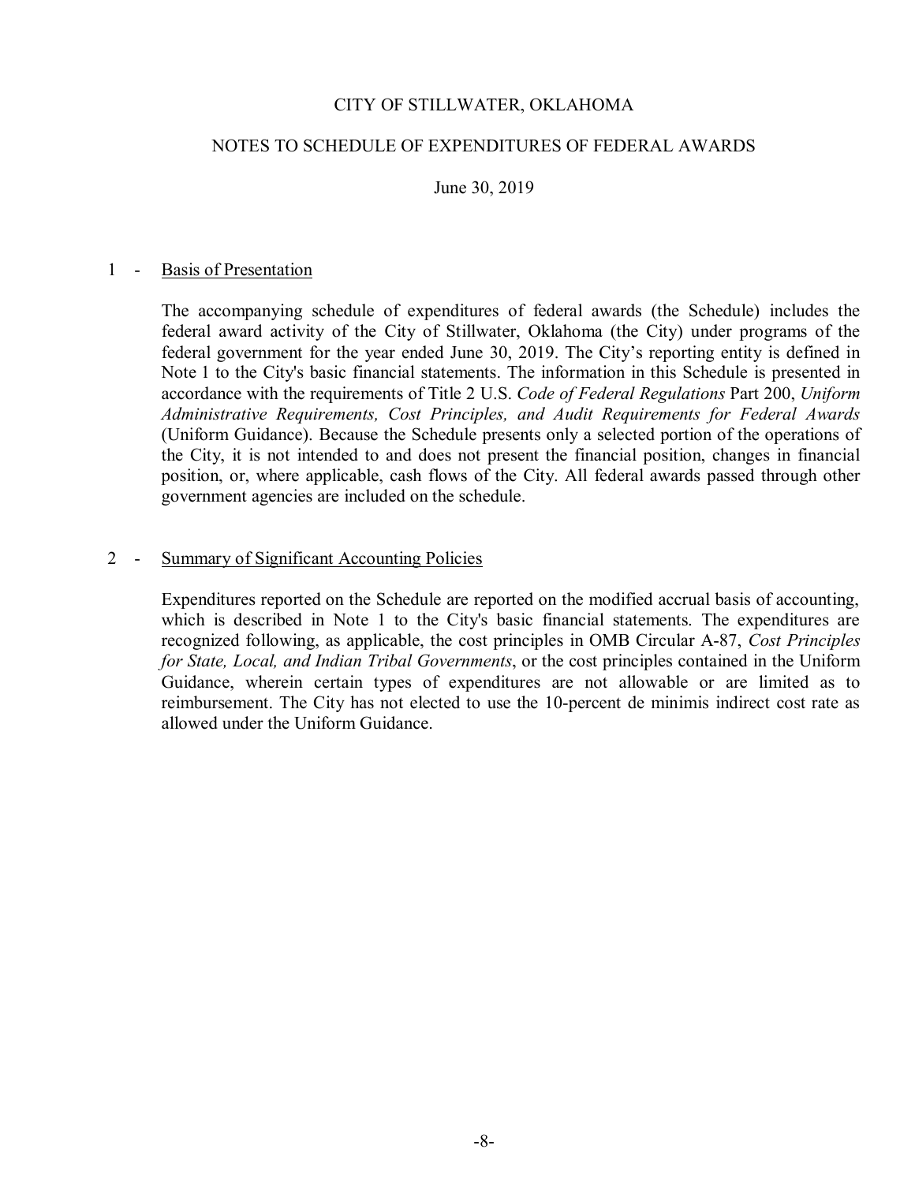# CITY OF STILLWATER, OKLAHOMA

## NOTES TO SCHEDULE OF EXPENDITURES OF FEDERAL AWARDS

June 30, 2019

### 1 - Basis of Presentation

The accompanying schedule of expenditures of federal awards (the Schedule) includes the federal award activity of the City of Stillwater, Oklahoma (the City) under programs of the federal government for the year ended June 30, 2019. The City's reporting entity is defined in Note 1 to the City's basic financial statements. The information in this Schedule is presented in accordance with the requirements of Title 2 U.S. *Code of Federal Regulations* Part 200, *Uniform Administrative Requirements, Cost Principles, and Audit Requirements for Federal Awards* (Uniform Guidance). Because the Schedule presents only a selected portion of the operations of the City, it is not intended to and does not present the financial position, changes in financial position, or, where applicable, cash flows of the City. All federal awards passed through other government agencies are included on the schedule.

### 2 - Summary of Significant Accounting Policies

Expenditures reported on the Schedule are reported on the modified accrual basis of accounting, which is described in Note 1 to the City's basic financial statements. The expenditures are recognized following, as applicable, the cost principles in OMB Circular A-87, *Cost Principles for State, Local, and Indian Tribal Governments*, or the cost principles contained in the Uniform Guidance, wherein certain types of expenditures are not allowable or are limited as to reimbursement. The City has not elected to use the 10-percent de minimis indirect cost rate as allowed under the Uniform Guidance.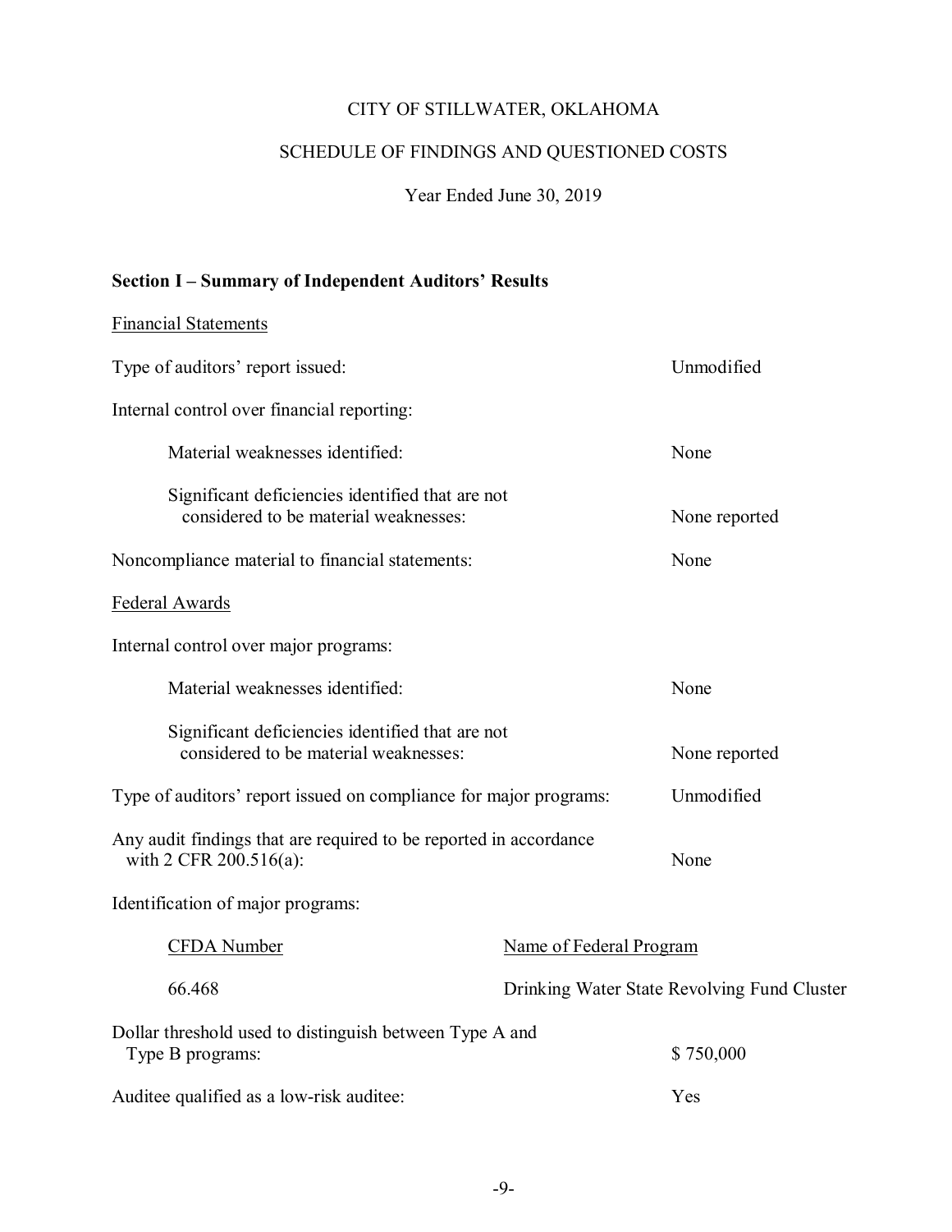# CITY OF STILLWATER, OKLAHOMA

## SCHEDULE OF FINDINGS AND QUESTIONED COSTS

Year Ended June 30, 2019

### Section I – Summary of Independent Auditors' Results

Financial Statements

| | |
|---|---|
| Type of auditors' report issued: | Unmodified |
| Internal control over financial reporting: | |
| Material weaknesses identified: | None |
| Significant deficiencies identified that are not considered to be material weaknesses: | None reported |
| Noncompliance material to financial statements: | None |

Federal Awards

| | |
|---|---|
| Internal control over major programs: | |
| Material weaknesses identified: | None |
| Significant deficiencies identified that are not considered to be material weaknesses: | None reported |
| Type of auditors' report issued on compliance for major programs: | Unmodified |
| Any audit findings that are required to be reported in accordance with 2 CFR 200.516(a): | None |

Identification of major programs:

| CFDA Number | Name of Federal Program |
|---|---|
| 66.468 | Drinking Water State Revolving Fund Cluster |

| | |
|---|---|
| Dollar threshold used to distinguish between Type A and Type B programs: | $ 750,000 |
| Auditee qualified as a low-risk auditee: | Yes |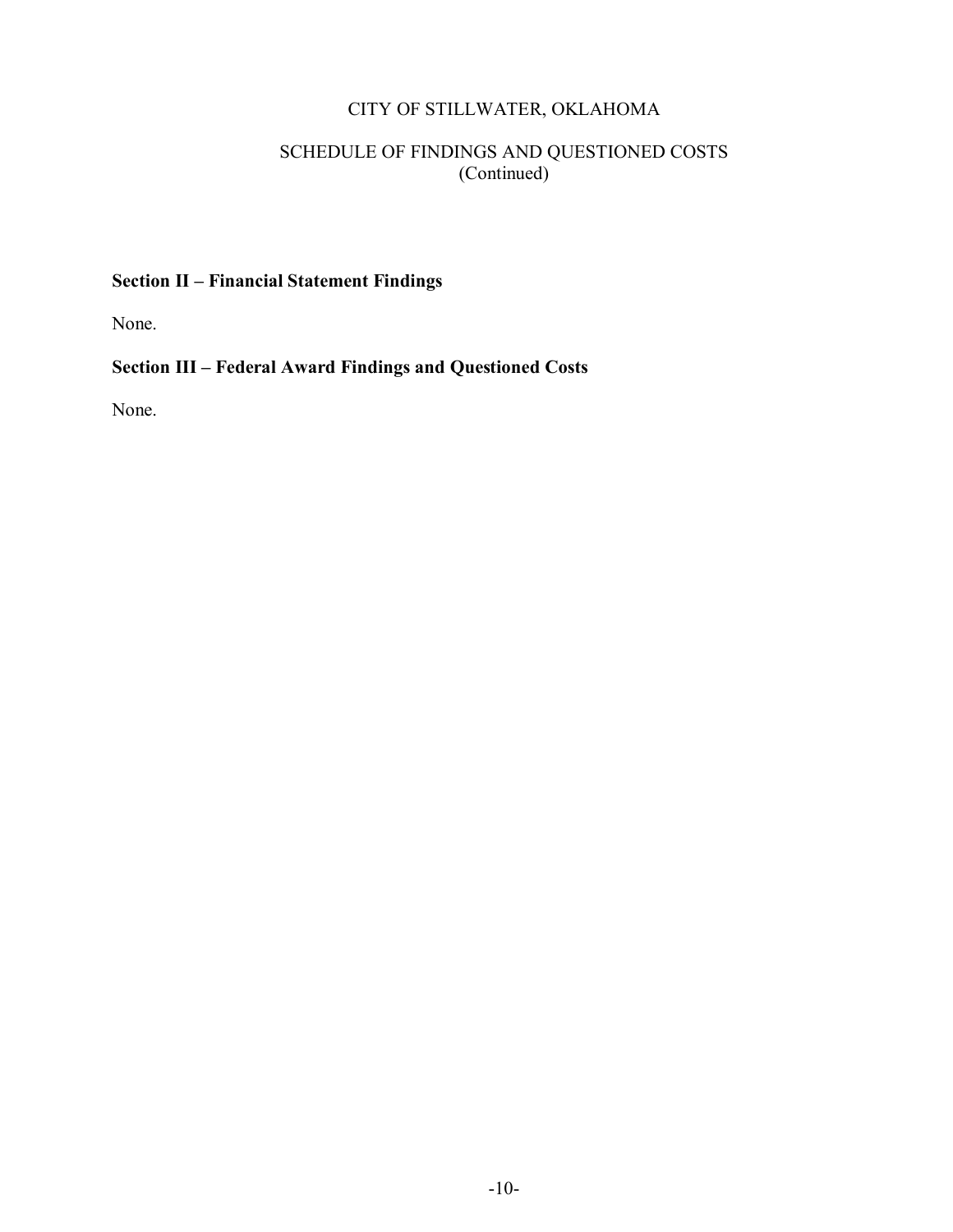CITY OF STILLWATER, OKLAHOMA

SCHEDULE OF FINDINGS AND QUESTIONED COSTS
(Continued)

**Section II – Financial Statement Findings**

None.

**Section III – Federal Award Findings and Questioned Costs**

None.